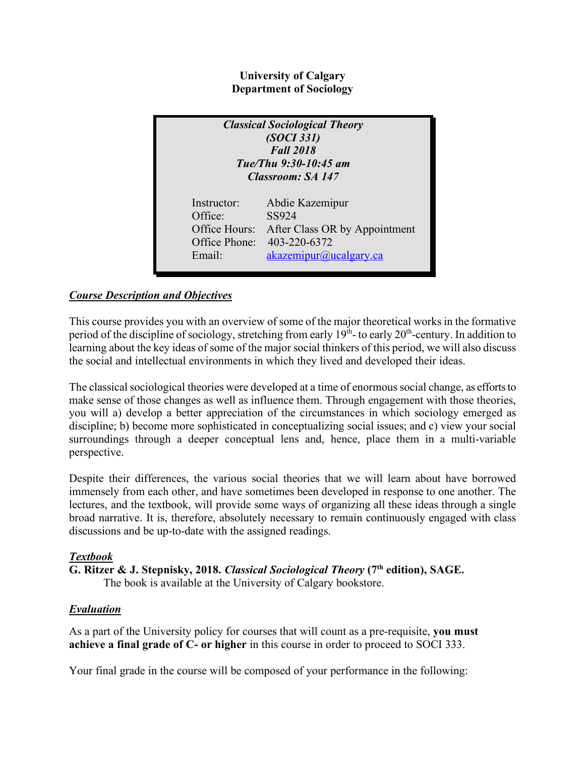**University of Calgary**
**Department of Sociology**

***Classical Sociological Theory***
***(SOCI 331)***
***Fall 2018***
***Tue/Thu 9:30-10:45 am***
***Classroom: SA 147***

| | |
|---|---|
| Instructor: | Abdie Kazemipur |
| Office: | SS924 |
| Office Hours: | After Class OR by Appointment |
| Office Phone: | 403-220-6372 |
| Email: | akazemipur@ucalgary.ca |

## ***Course Description and Objectives***

This course provides you with an overview of some of the major theoretical works in the formative period of the discipline of sociology, stretching from early 19th- to early 20th-century. In addition to learning about the key ideas of some of the major social thinkers of this period, we will also discuss the social and intellectual environments in which they lived and developed their ideas.

The classical sociological theories were developed at a time of enormous social change, as efforts to make sense of those changes as well as influence them. Through engagement with those theories, you will a) develop a better appreciation of the circumstances in which sociology emerged as discipline; b) become more sophisticated in conceptualizing social issues; and c) view your social surroundings through a deeper conceptual lens and, hence, place them in a multi-variable perspective.

Despite their differences, the various social theories that we will learn about have borrowed immensely from each other, and have sometimes been developed in response to one another. The lectures, and the textbook, will provide some ways of organizing all these ideas through a single broad narrative. It is, therefore, absolutely necessary to remain continuously engaged with class discussions and be up-to-date with the assigned readings.

## ***Textbook***

**G. Ritzer & J. Stepnisky, 2018.** ***Classical Sociological Theory*** **(7th edition), SAGE.**
The book is available at the University of Calgary bookstore.

## ***Evaluation***

As a part of the University policy for courses that will count as a pre-requisite, **you must achieve a final grade of C- or higher** in this course in order to proceed to SOCI 333.

Your final grade in the course will be composed of your performance in the following: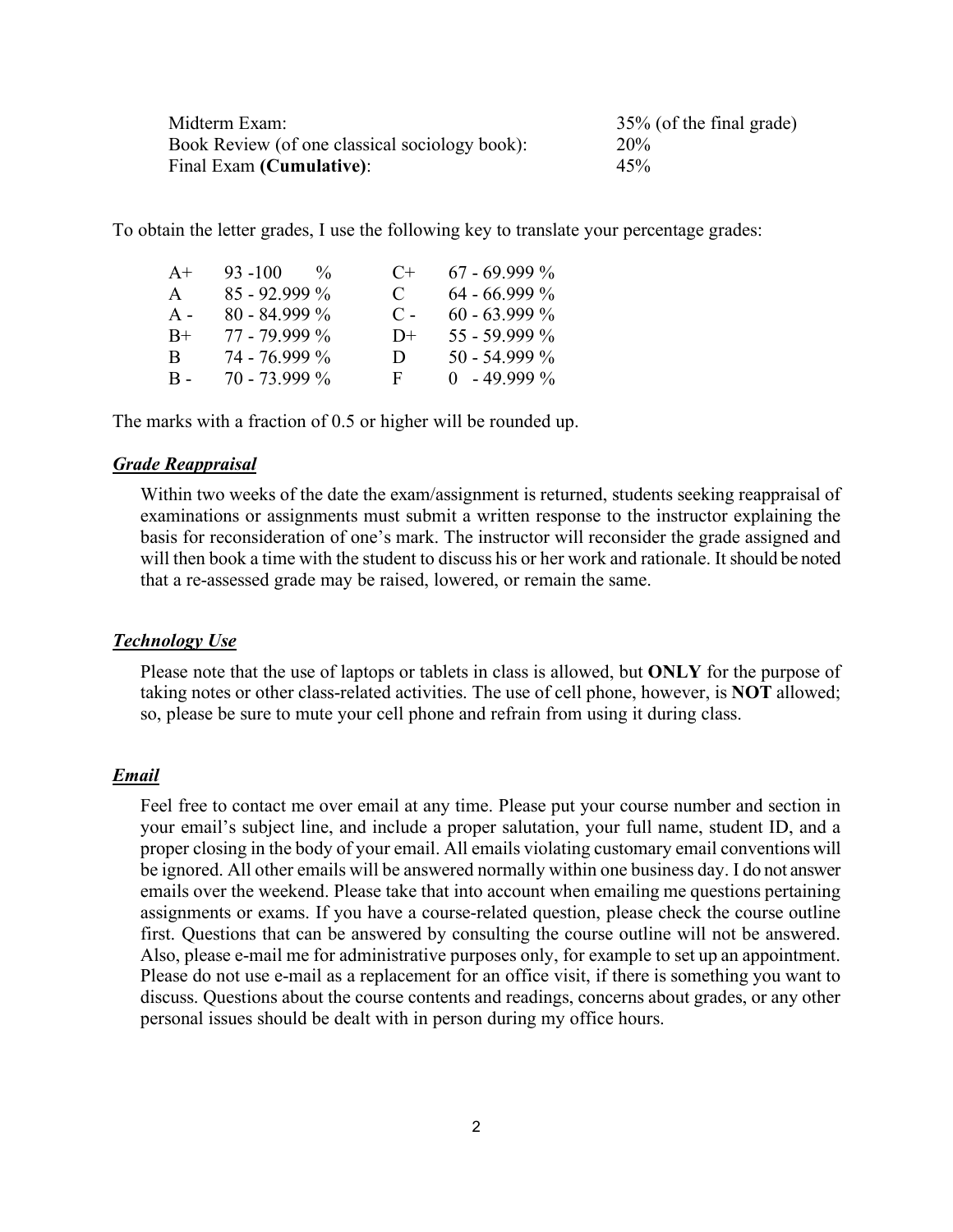| | |
|---|---|
| Midterm Exam: | 35% (of the final grade) |
| Book Review (of one classical sociology book): | 20% |
| Final Exam **(Cumulative)**: | 45% |

To obtain the letter grades, I use the following key to translate your percentage grades:

| | | | |
|---|---|---|---|
| A+ | 93 -100 % | C+ | 67 - 69.999 % |
| A | 85 - 92.999 % | C | 64 - 66.999 % |
| A - | 80 - 84.999 % | C - | 60 - 63.999 % |
| B+ | 77 - 79.999 % | D+ | 55 - 59.999 % |
| B | 74 - 76.999 % | D | 50 - 54.999 % |
| B - | 70 - 73.999 % | F | 0 - 49.999 % |

The marks with a fraction of 0.5 or higher will be rounded up.

### ***Grade Reappraisal***

Within two weeks of the date the exam/assignment is returned, students seeking reappraisal of examinations or assignments must submit a written response to the instructor explaining the basis for reconsideration of one's mark. The instructor will reconsider the grade assigned and will then book a time with the student to discuss his or her work and rationale. It should be noted that a re-assessed grade may be raised, lowered, or remain the same.

### ***Technology Use***

Please note that the use of laptops or tablets in class is allowed, but **ONLY** for the purpose of taking notes or other class-related activities. The use of cell phone, however, is **NOT** allowed; so, please be sure to mute your cell phone and refrain from using it during class.

### ***Email***

Feel free to contact me over email at any time. Please put your course number and section in your email's subject line, and include a proper salutation, your full name, student ID, and a proper closing in the body of your email. All emails violating customary email conventions will be ignored. All other emails will be answered normally within one business day. I do not answer emails over the weekend. Please take that into account when emailing me questions pertaining assignments or exams. If you have a course-related question, please check the course outline first. Questions that can be answered by consulting the course outline will not be answered. Also, please e-mail me for administrative purposes only, for example to set up an appointment. Please do not use e-mail as a replacement for an office visit, if there is something you want to discuss. Questions about the course contents and readings, concerns about grades, or any other personal issues should be dealt with in person during my office hours.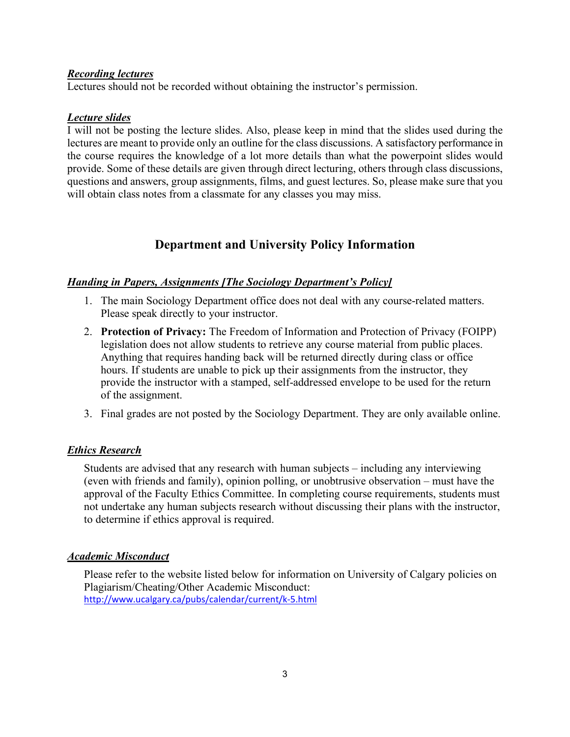***Recording lectures***

Lectures should not be recorded without obtaining the instructor's permission.

***Lecture slides***

I will not be posting the lecture slides. Also, please keep in mind that the slides used during the lectures are meant to provide only an outline for the class discussions. A satisfactory performance in the course requires the knowledge of a lot more details than what the powerpoint slides would provide. Some of these details are given through direct lecturing, others through class discussions, questions and answers, group assignments, films, and guest lectures. So, please make sure that you will obtain class notes from a classmate for any classes you may miss.

## Department and University Policy Information

***Handing in Papers, Assignments [The Sociology Department's Policy]***

1. The main Sociology Department office does not deal with any course-related matters. Please speak directly to your instructor.
2. **Protection of Privacy:** The Freedom of Information and Protection of Privacy (FOIPP) legislation does not allow students to retrieve any course material from public places. Anything that requires handing back will be returned directly during class or office hours. If students are unable to pick up their assignments from the instructor, they provide the instructor with a stamped, self-addressed envelope to be used for the return of the assignment.
3. Final grades are not posted by the Sociology Department. They are only available online.

***Ethics Research***

Students are advised that any research with human subjects – including any interviewing (even with friends and family), opinion polling, or unobtrusive observation – must have the approval of the Faculty Ethics Committee. In completing course requirements, students must not undertake any human subjects research without discussing their plans with the instructor, to determine if ethics approval is required.

***Academic Misconduct***

Please refer to the website listed below for information on University of Calgary policies on Plagiarism/Cheating/Other Academic Misconduct:
http://www.ucalgary.ca/pubs/calendar/current/k-5.html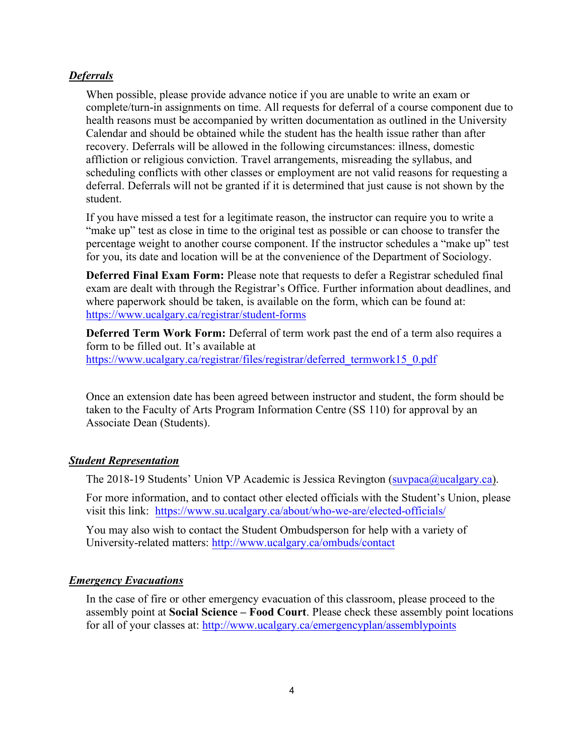### ***Deferrals***

When possible, please provide advance notice if you are unable to write an exam or complete/turn-in assignments on time. All requests for deferral of a course component due to health reasons must be accompanied by written documentation as outlined in the University Calendar and should be obtained while the student has the health issue rather than after recovery. Deferrals will be allowed in the following circumstances: illness, domestic affliction or religious conviction. Travel arrangements, misreading the syllabus, and scheduling conflicts with other classes or employment are not valid reasons for requesting a deferral. Deferrals will not be granted if it is determined that just cause is not shown by the student.

If you have missed a test for a legitimate reason, the instructor can require you to write a "make up" test as close in time to the original test as possible or can choose to transfer the percentage weight to another course component. If the instructor schedules a "make up" test for you, its date and location will be at the convenience of the Department of Sociology.

**Deferred Final Exam Form:** Please note that requests to defer a Registrar scheduled final exam are dealt with through the Registrar's Office. Further information about deadlines, and where paperwork should be taken, is available on the form, which can be found at: https://www.ucalgary.ca/registrar/student-forms

**Deferred Term Work Form:** Deferral of term work past the end of a term also requires a form to be filled out. It's available at https://www.ucalgary.ca/registrar/files/registrar/deferred_termwork15_0.pdf

Once an extension date has been agreed between instructor and student, the form should be taken to the Faculty of Arts Program Information Centre (SS 110) for approval by an Associate Dean (Students).

### ***Student Representation***

The 2018-19 Students' Union VP Academic is Jessica Revington (suvpaca@ucalgary.ca).

For more information, and to contact other elected officials with the Student's Union, please visit this link: https://www.su.ucalgary.ca/about/who-we-are/elected-officials/

You may also wish to contact the Student Ombudsperson for help with a variety of University-related matters: http://www.ucalgary.ca/ombuds/contact

### ***Emergency Evacuations***

In the case of fire or other emergency evacuation of this classroom, please proceed to the assembly point at **Social Science – Food Court**. Please check these assembly point locations for all of your classes at: http://www.ucalgary.ca/emergencyplan/assemblypoints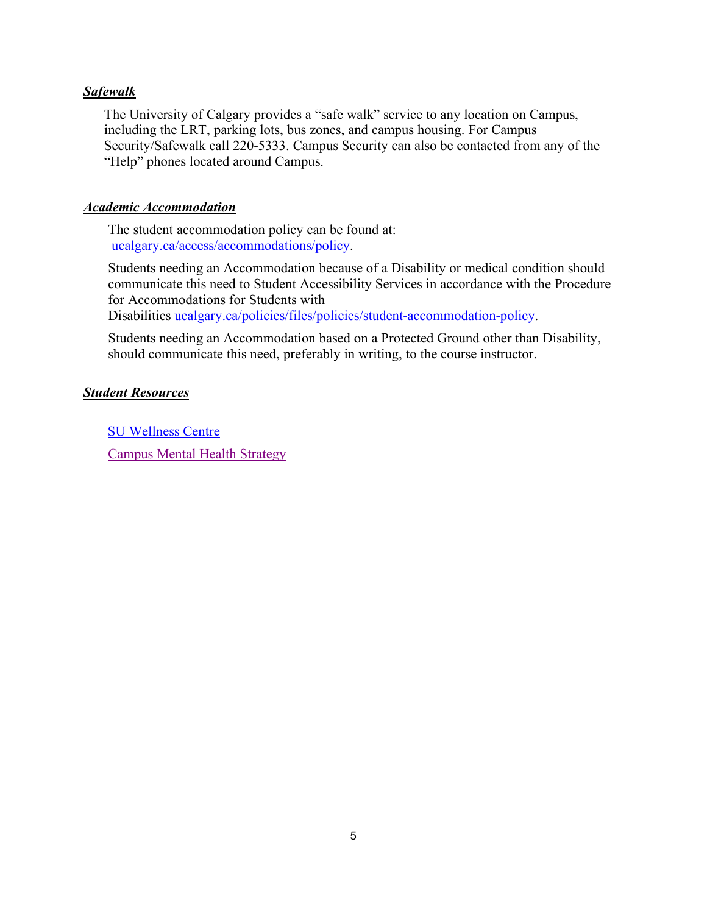### ***Safewalk***

The University of Calgary provides a "safe walk" service to any location on Campus, including the LRT, parking lots, bus zones, and campus housing. For Campus Security/Safewalk call 220-5333. Campus Security can also be contacted from any of the "Help" phones located around Campus.

### ***Academic Accommodation***

The student accommodation policy can be found at: [ucalgary.ca/access/accommodations/policy](ucalgary.ca/access/accommodations/policy).

Students needing an Accommodation because of a Disability or medical condition should communicate this need to Student Accessibility Services in accordance with the Procedure for Accommodations for Students with Disabilities [ucalgary.ca/policies/files/policies/student-accommodation-policy](ucalgary.ca/policies/files/policies/student-accommodation-policy).

Students needing an Accommodation based on a Protected Ground other than Disability, should communicate this need, preferably in writing, to the course instructor.

### ***Student Resources***

SU Wellness Centre

Campus Mental Health Strategy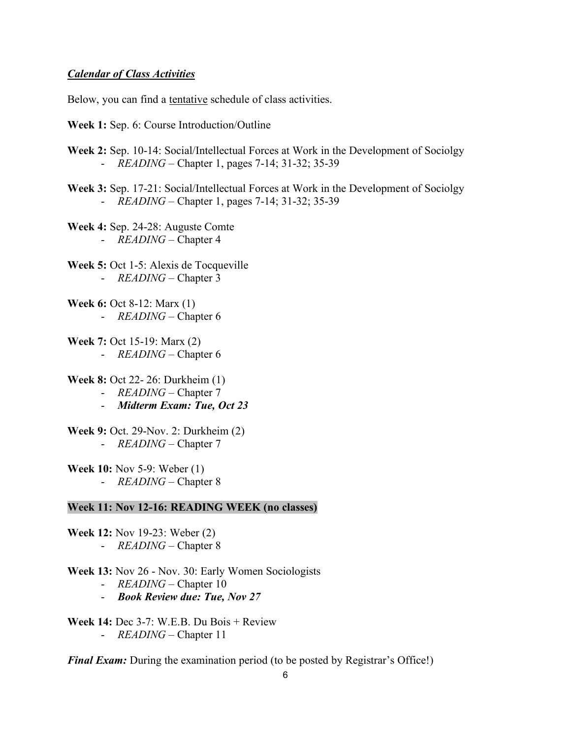***Calendar of Class Activities***

Below, you can find a tentative schedule of class activities.

**Week 1:** Sep. 6: Course Introduction/Outline

**Week 2:** Sep. 10-14: Social/Intellectual Forces at Work in the Development of Sociolgy
- *READING* – Chapter 1, pages 7-14; 31-32; 35-39

**Week 3:** Sep. 17-21: Social/Intellectual Forces at Work in the Development of Sociolgy
- *READING* – Chapter 1, pages 7-14; 31-32; 35-39

**Week 4:** Sep. 24-28: Auguste Comte
- *READING* – Chapter 4

**Week 5:** Oct 1-5: Alexis de Tocqueville
- *READING* – Chapter 3

**Week 6:** Oct 8-12: Marx (1)
- *READING* – Chapter 6

**Week 7:** Oct 15-19: Marx (2)
- *READING* – Chapter 6

**Week 8:** Oct 22- 26: Durkheim (1)
- *READING* – Chapter 7
- ***Midterm Exam: Tue, Oct 23***

**Week 9:** Oct. 29-Nov. 2: Durkheim (2)
- *READING* – Chapter 7

**Week 10:** Nov 5-9: Weber (1)
- *READING* – Chapter 8

**Week 11: Nov 12-16: READING WEEK (no classes)**

**Week 12:** Nov 19-23: Weber (2)
- *READING* – Chapter 8

**Week 13:** Nov 26 - Nov. 30: Early Women Sociologists
- *READING* – Chapter 10
- ***Book Review due: Tue, Nov 27***

**Week 14:** Dec 3-7: W.E.B. Du Bois + Review
- *READING* – Chapter 11

***Final Exam:*** During the examination period (to be posted by Registrar's Office!)